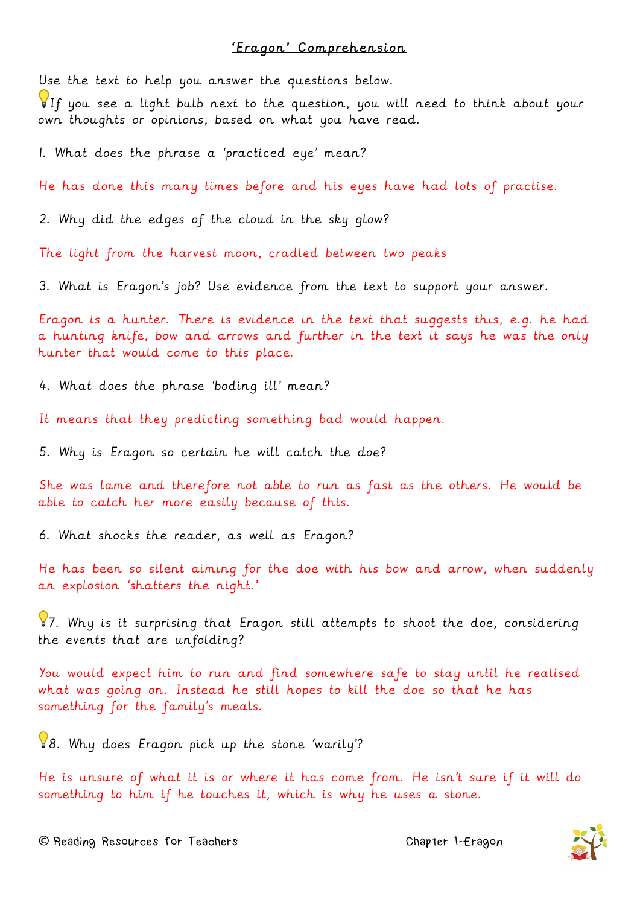# 'Eragon' Comprehension

Use the text to help you answer the questions below.

💡If you see a light bulb next to the question, you will need to think about your own thoughts or opinions, based on what you have read.

1. What does the phrase a 'practiced eye' mean?

He has done this many times before and his eyes have had lots of practise.

2. Why did the edges of the cloud in the sky glow?

The light from the harvest moon, cradled between two peaks

3. What is Eragon's job? Use evidence from the text to support your answer.

Eragon is a hunter. There is evidence in the text that suggests this, e.g. he had a hunting knife, bow and arrows and further in the text it says he was the only hunter that would come to this place.

4. What does the phrase 'boding ill' mean?

It means that they predicting something bad would happen.

5. Why is Eragon so certain he will catch the doe?

She was lame and therefore not able to run as fast as the others. He would be able to catch her more easily because of this.

6. What shocks the reader, as well as Eragon?

He has been so silent aiming for the doe with his bow and arrow, when suddenly an explosion 'shatters the night.'

💡7. Why is it surprising that Eragon still attempts to shoot the doe, considering the events that are unfolding?

You would expect him to run and find somewhere safe to stay until he realised what was going on. Instead he still hopes to kill the doe so that he has something for the family's meals.

💡8. Why does Eragon pick up the stone 'warily'?

He is unsure of what it is or where it has come from. He isn't sure if it will do something to him if he touches it, which is why he uses a stone.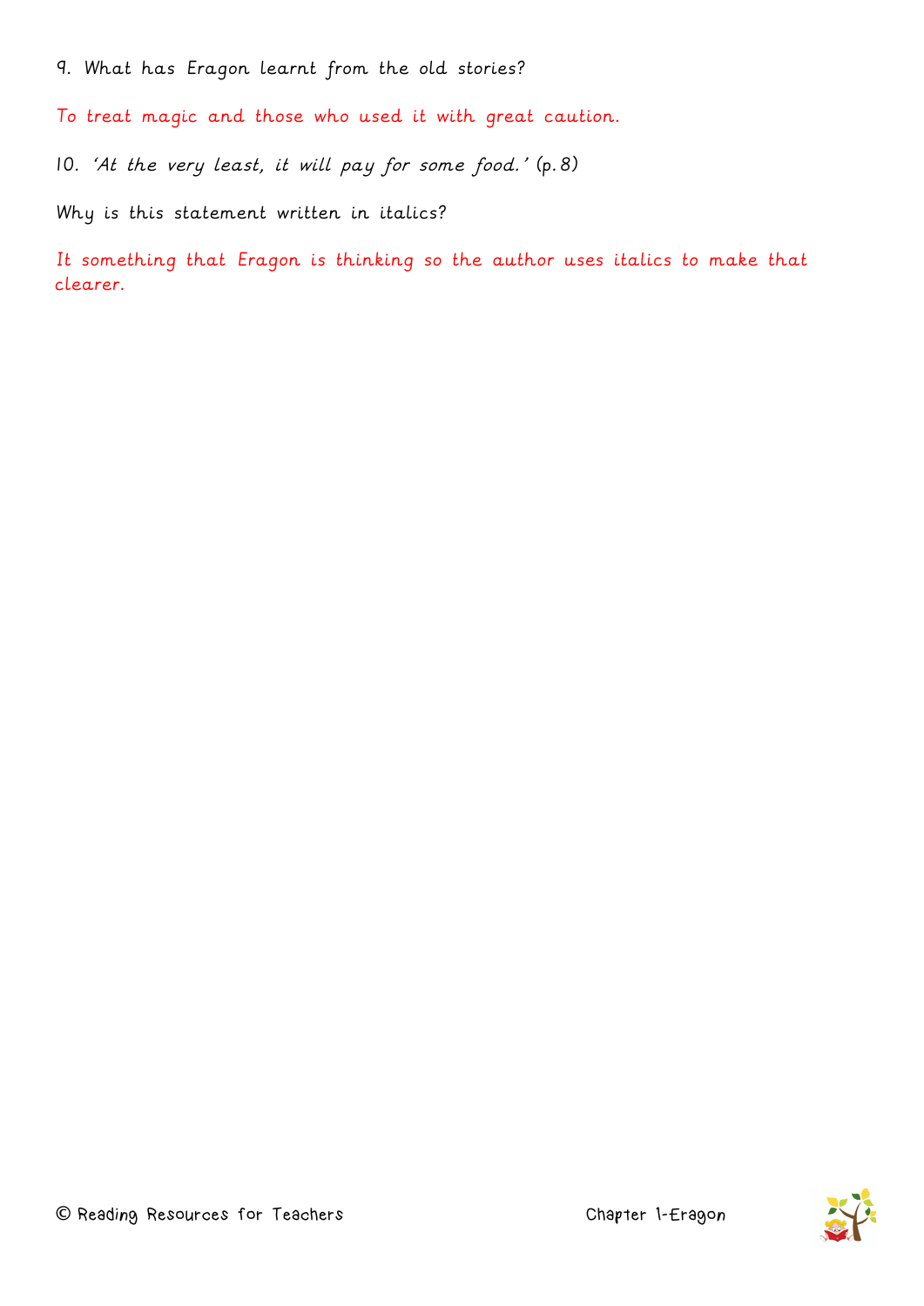9. What has Eragon learnt from the old stories?

To treat magic and those who used it with great caution.

10. *'At the very least, it will pay for some food.'* (p.8)

Why is this statement written in italics?

It something that Eragon is thinking so the author uses italics to make that clearer.